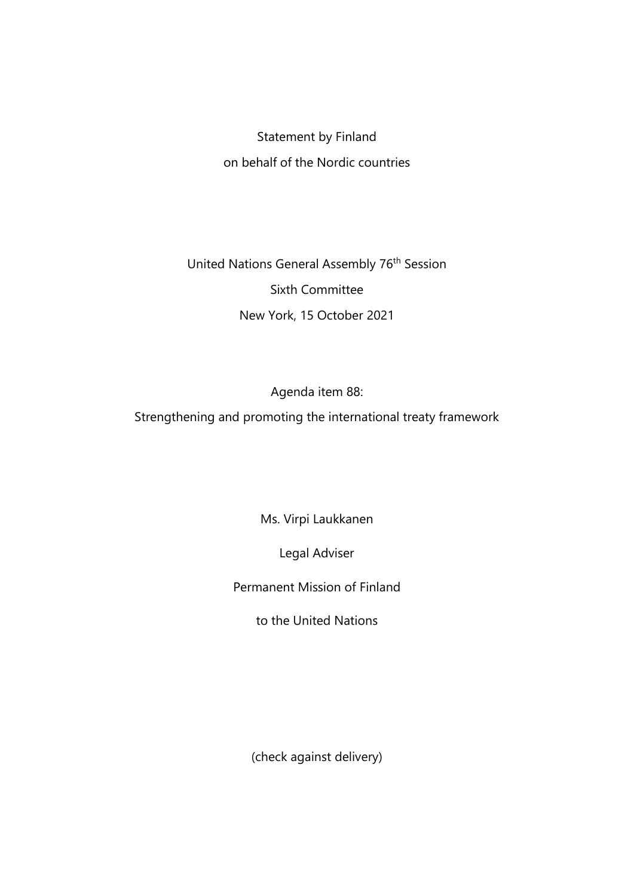Statement by Finland

on behalf of the Nordic countries

United Nations General Assembly 76th Session

Sixth Committee

New York, 15 October 2021

Agenda item 88:

Strengthening and promoting the international treaty framework

Ms. Virpi Laukkanen

Legal Adviser

Permanent Mission of Finland

to the United Nations

(check against delivery)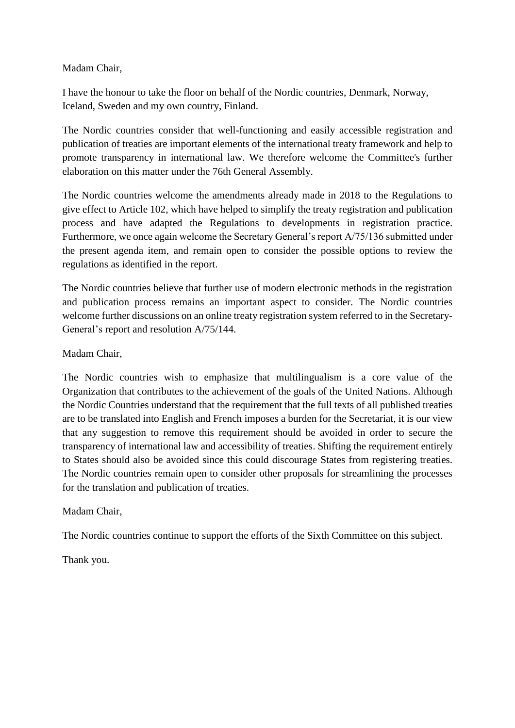Madam Chair,

I have the honour to take the floor on behalf of the Nordic countries, Denmark, Norway, Iceland, Sweden and my own country, Finland.

The Nordic countries consider that well-functioning and easily accessible registration and publication of treaties are important elements of the international treaty framework and help to promote transparency in international law. We therefore welcome the Committee's further elaboration on this matter under the 76th General Assembly.

The Nordic countries welcome the amendments already made in 2018 to the Regulations to give effect to Article 102, which have helped to simplify the treaty registration and publication process and have adapted the Regulations to developments in registration practice. Furthermore, we once again welcome the Secretary General's report A/75/136 submitted under the present agenda item, and remain open to consider the possible options to review the regulations as identified in the report.

The Nordic countries believe that further use of modern electronic methods in the registration and publication process remains an important aspect to consider. The Nordic countries welcome further discussions on an online treaty registration system referred to in the Secretary-General's report and resolution A/75/144.

Madam Chair,

The Nordic countries wish to emphasize that multilingualism is a core value of the Organization that contributes to the achievement of the goals of the United Nations. Although the Nordic Countries understand that the requirement that the full texts of all published treaties are to be translated into English and French imposes a burden for the Secretariat, it is our view that any suggestion to remove this requirement should be avoided in order to secure the transparency of international law and accessibility of treaties. Shifting the requirement entirely to States should also be avoided since this could discourage States from registering treaties. The Nordic countries remain open to consider other proposals for streamlining the processes for the translation and publication of treaties.

Madam Chair,

The Nordic countries continue to support the efforts of the Sixth Committee on this subject.

Thank you.